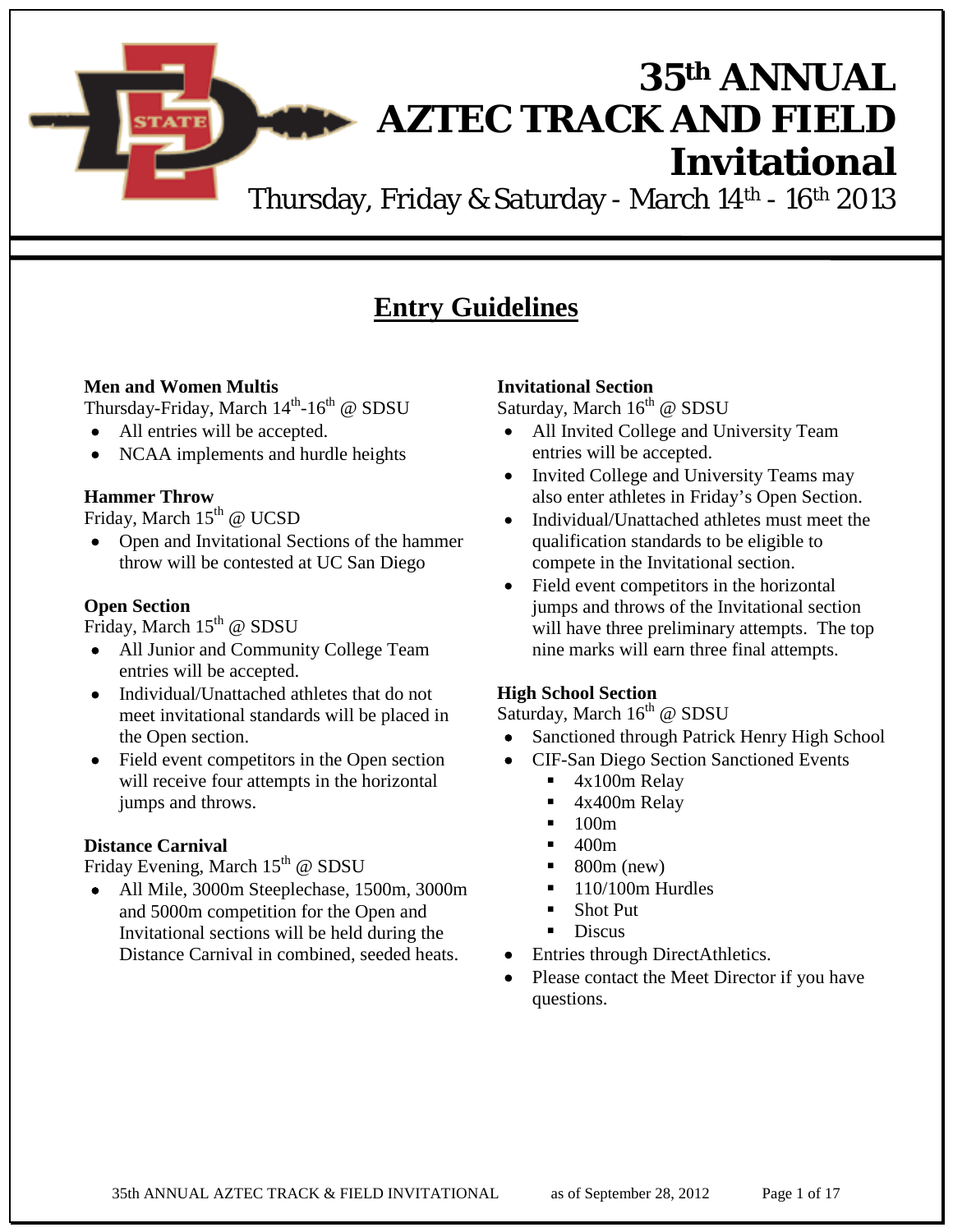# 35th ANNUAL AZTEC TRACK AND FIELD Invitational

Thursday, Friday & Saturday - March 14th - 16th 2013

## Entry Guidelines

**Men and Women Multis**
Thursday-Friday, March 14th-16th @ SDSU

- All entries will be accepted.
- NCAA implements and hurdle heights

**Hammer Throw**
Friday, March 15th @ UCSD

- Open and Invitational Sections of the hammer throw will be contested at UC San Diego

**Open Section**
Friday, March 15th @ SDSU

- All Junior and Community College Team entries will be accepted.
- Individual/Unattached athletes that do not meet invitational standards will be placed in the Open section.
- Field event competitors in the Open section will receive four attempts in the horizontal jumps and throws.

**Distance Carnival**
Friday Evening, March 15th @ SDSU

- All Mile, 3000m Steeplechase, 1500m, 3000m and 5000m competition for the Open and Invitational sections will be held during the Distance Carnival in combined, seeded heats.

**Invitational Section**
Saturday, March 16th @ SDSU

- All Invited College and University Team entries will be accepted.
- Invited College and University Teams may also enter athletes in Friday's Open Section.
- Individual/Unattached athletes must meet the qualification standards to be eligible to compete in the Invitational section.
- Field event competitors in the horizontal jumps and throws of the Invitational section will have three preliminary attempts. The top nine marks will earn three final attempts.

**High School Section**
Saturday, March 16th @ SDSU

- Sanctioned through Patrick Henry High School
- CIF-San Diego Section Sanctioned Events
  - 4x100m Relay
  - 4x400m Relay
  - 100m
  - 400m
  - 800m (new)
  - 110/100m Hurdles
  - Shot Put
  - Discus
- Entries through DirectAthletics.
- Please contact the Meet Director if you have questions.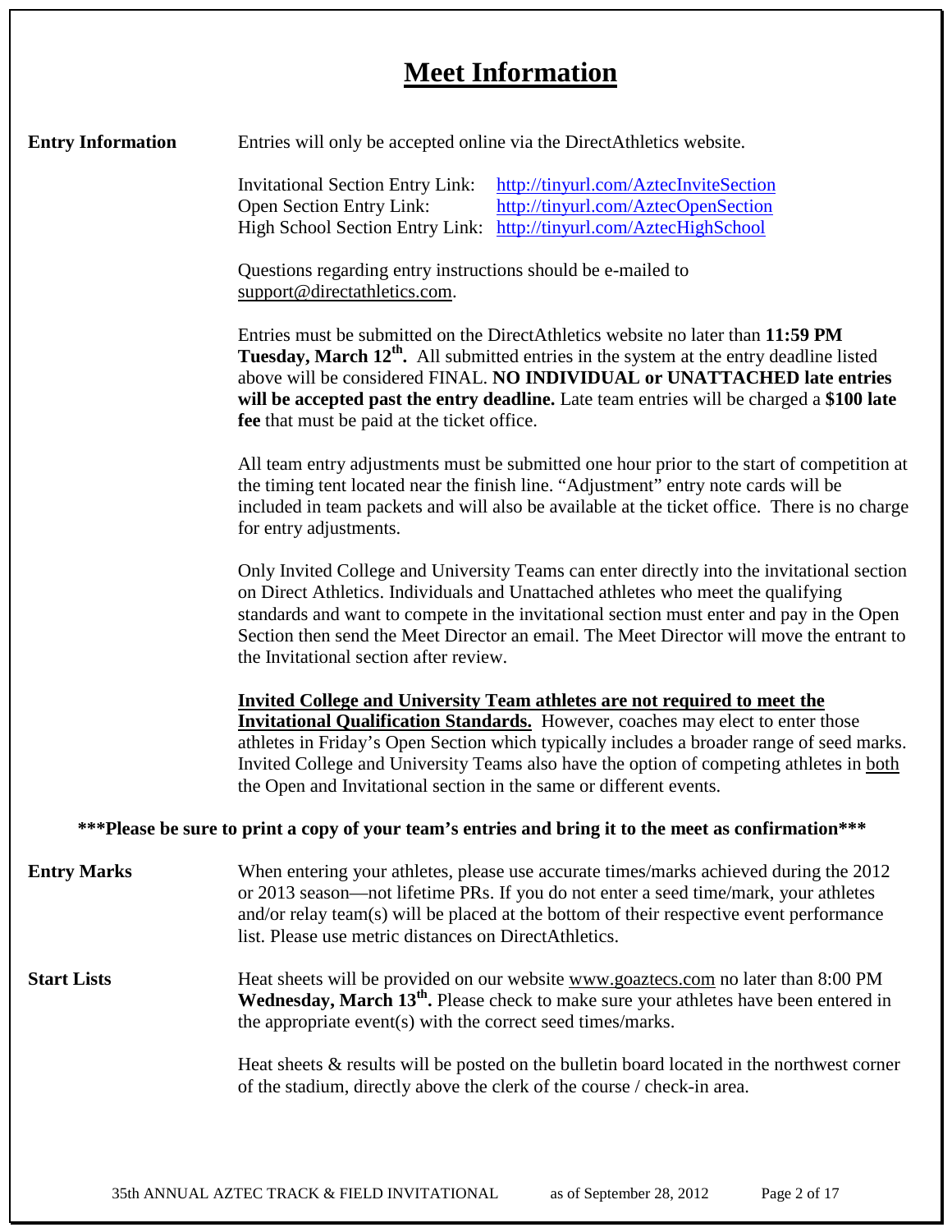# Meet Information

**Entry Information**

Entries will only be accepted online via the DirectAthletics website.

Invitational Section Entry Link: http://tinyurl.com/AztecInviteSection
Open Section Entry Link: http://tinyurl.com/AztecOpenSection
High School Section Entry Link: http://tinyurl.com/AztecHighSchool

Questions regarding entry instructions should be e-mailed to support@directathletics.com.

Entries must be submitted on the DirectAthletics website no later than **11:59 PM Tuesday, March 12th.** All submitted entries in the system at the entry deadline listed above will be considered FINAL. **NO INDIVIDUAL or UNATTACHED late entries will be accepted past the entry deadline.** Late team entries will be charged a **$100 late fee** that must be paid at the ticket office.

All team entry adjustments must be submitted one hour prior to the start of competition at the timing tent located near the finish line. "Adjustment" entry note cards will be included in team packets and will also be available at the ticket office. There is no charge for entry adjustments.

Only Invited College and University Teams can enter directly into the invitational section on Direct Athletics. Individuals and Unattached athletes who meet the qualifying standards and want to compete in the invitational section must enter and pay in the Open Section then send the Meet Director an email. The Meet Director will move the entrant to the Invitational section after review.

**Invited College and University Team athletes are not required to meet the Invitational Qualification Standards.** However, coaches may elect to enter those athletes in Friday's Open Section which typically includes a broader range of seed marks. Invited College and University Teams also have the option of competing athletes in both the Open and Invitational section in the same or different events.

**\*\*\*Please be sure to print a copy of your team's entries and bring it to the meet as confirmation\*\*\***

**Entry Marks**

When entering your athletes, please use accurate times/marks achieved during the 2012 or 2013 season—not lifetime PRs. If you do not enter a seed time/mark, your athletes and/or relay team(s) will be placed at the bottom of their respective event performance list. Please use metric distances on DirectAthletics.

**Start Lists**

Heat sheets will be provided on our website www.goaztecs.com no later than 8:00 PM **Wednesday, March 13th.** Please check to make sure your athletes have been entered in the appropriate event(s) with the correct seed times/marks.

Heat sheets & results will be posted on the bulletin board located in the northwest corner of the stadium, directly above the clerk of the course / check-in area.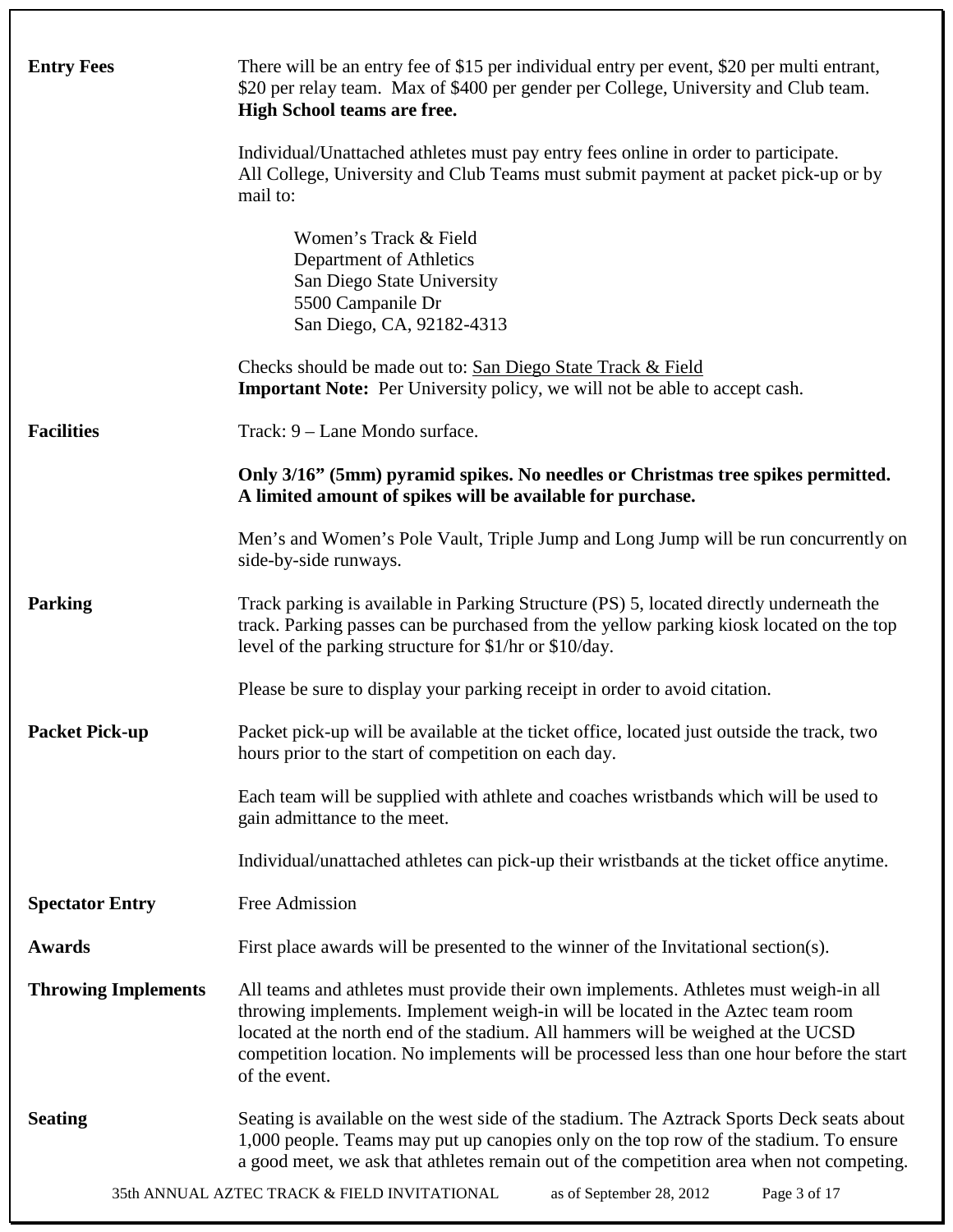**Entry Fees**

There will be an entry fee of $15 per individual entry per event, $20 per multi entrant, $20 per relay team. Max of $400 per gender per College, University and Club team. **High School teams are free.**

Individual/Unattached athletes must pay entry fees online in order to participate. All College, University and Club Teams must submit payment at packet pick-up or by mail to:

Women's Track & Field
Department of Athletics
San Diego State University
5500 Campanile Dr
San Diego, CA, 92182-4313

Checks should be made out to: San Diego State Track & Field
**Important Note:** Per University policy, we will not be able to accept cash.

**Facilities**

Track: 9 – Lane Mondo surface.

**Only 3/16" (5mm) pyramid spikes. No needles or Christmas tree spikes permitted. A limited amount of spikes will be available for purchase.**

Men's and Women's Pole Vault, Triple Jump and Long Jump will be run concurrently on side-by-side runways.

**Parking**

Track parking is available in Parking Structure (PS) 5, located directly underneath the track. Parking passes can be purchased from the yellow parking kiosk located on the top level of the parking structure for $1/hr or $10/day.

Please be sure to display your parking receipt in order to avoid citation.

**Packet Pick-up**

Packet pick-up will be available at the ticket office, located just outside the track, two hours prior to the start of competition on each day.

Each team will be supplied with athlete and coaches wristbands which will be used to gain admittance to the meet.

Individual/unattached athletes can pick-up their wristbands at the ticket office anytime.

**Spectator Entry**

Free Admission

**Awards**

First place awards will be presented to the winner of the Invitational section(s).

**Throwing Implements**

All teams and athletes must provide their own implements. Athletes must weigh-in all throwing implements. Implement weigh-in will be located in the Aztec team room located at the north end of the stadium. All hammers will be weighed at the UCSD competition location. No implements will be processed less than one hour before the start of the event.

**Seating**

Seating is available on the west side of the stadium. The Aztrack Sports Deck seats about 1,000 people. Teams may put up canopies only on the top row of the stadium. To ensure a good meet, we ask that athletes remain out of the competition area when not competing.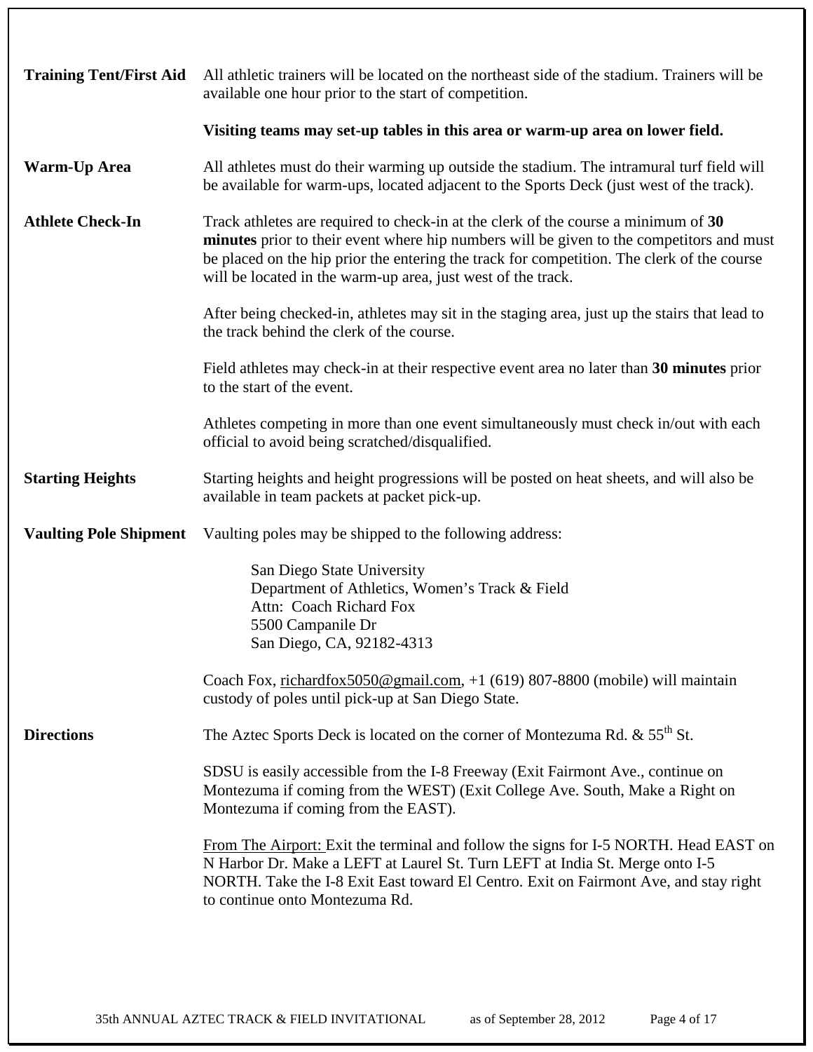**Training Tent/First Aid**

All athletic trainers will be located on the northeast side of the stadium. Trainers will be available one hour prior to the start of competition.

**Visiting teams may set-up tables in this area or warm-up area on lower field.**

**Warm-Up Area**

All athletes must do their warming up outside the stadium. The intramural turf field will be available for warm-ups, located adjacent to the Sports Deck (just west of the track).

**Athlete Check-In**

Track athletes are required to check-in at the clerk of the course a minimum of **30 minutes** prior to their event where hip numbers will be given to the competitors and must be placed on the hip prior the entering the track for competition. The clerk of the course will be located in the warm-up area, just west of the track.

After being checked-in, athletes may sit in the staging area, just up the stairs that lead to the track behind the clerk of the course.

Field athletes may check-in at their respective event area no later than **30 minutes** prior to the start of the event.

Athletes competing in more than one event simultaneously must check in/out with each official to avoid being scratched/disqualified.

**Starting Heights**

Starting heights and height progressions will be posted on heat sheets, and will also be available in team packets at packet pick-up.

**Vaulting Pole Shipment**

Vaulting poles may be shipped to the following address:

San Diego State University
Department of Athletics, Women's Track & Field
Attn: Coach Richard Fox
5500 Campanile Dr
San Diego, CA, 92182-4313

Coach Fox, richardfox5050@gmail.com, +1 (619) 807-8800 (mobile) will maintain custody of poles until pick-up at San Diego State.

**Directions**

The Aztec Sports Deck is located on the corner of Montezuma Rd. & 55th St.

SDSU is easily accessible from the I-8 Freeway (Exit Fairmont Ave., continue on Montezuma if coming from the WEST) (Exit College Ave. South, Make a Right on Montezuma if coming from the EAST).

From The Airport: Exit the terminal and follow the signs for I-5 NORTH. Head EAST on N Harbor Dr. Make a LEFT at Laurel St. Turn LEFT at India St. Merge onto I-5 NORTH. Take the I-8 Exit East toward El Centro. Exit on Fairmont Ave, and stay right to continue onto Montezuma Rd.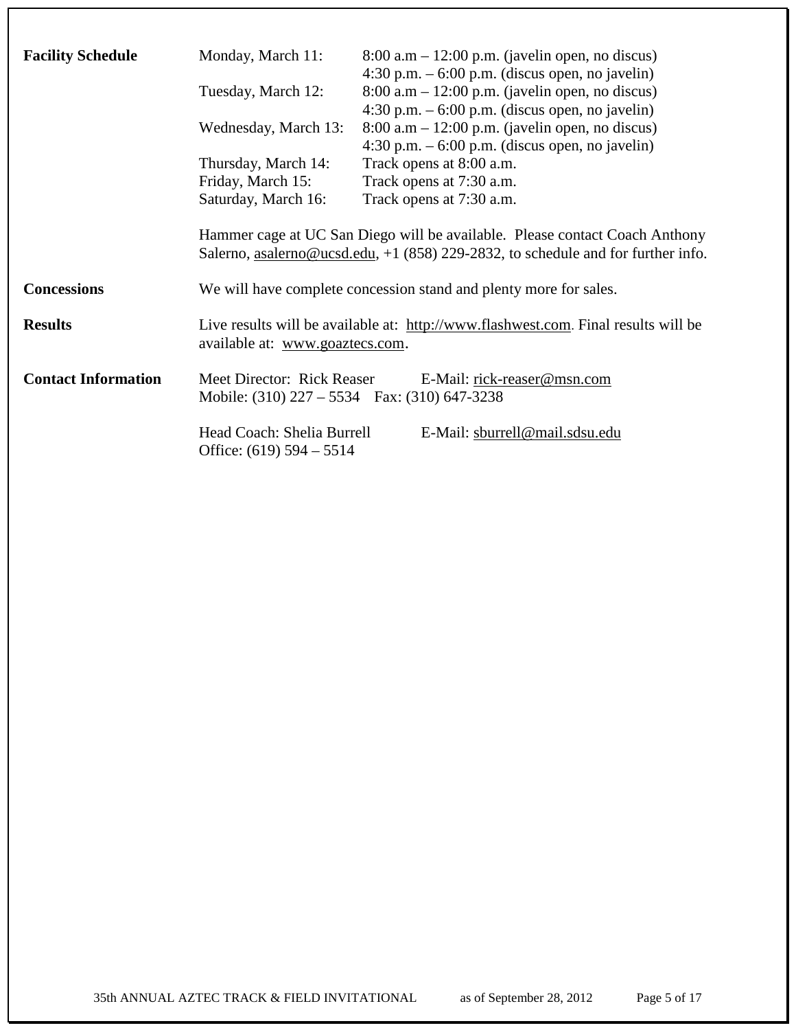**Facility Schedule**

| | |
|---|---|
| Monday, March 11: | 8:00 a.m – 12:00 p.m. (javelin open, no discus) |
| | 4:30 p.m. – 6:00 p.m. (discus open, no javelin) |
| Tuesday, March 12: | 8:00 a.m – 12:00 p.m. (javelin open, no discus) |
| | 4:30 p.m. – 6:00 p.m. (discus open, no javelin) |
| Wednesday, March 13: | 8:00 a.m – 12:00 p.m. (javelin open, no discus) |
| | 4:30 p.m. – 6:00 p.m. (discus open, no javelin) |
| Thursday, March 14: | Track opens at 8:00 a.m. |
| Friday, March 15: | Track opens at 7:30 a.m. |
| Saturday, March 16: | Track opens at 7:30 a.m. |

Hammer cage at UC San Diego will be available. Please contact Coach Anthony Salerno, asalerno@ucsd.edu, +1 (858) 229-2832, to schedule and for further info.

**Concessions**

We will have complete concession stand and plenty more for sales.

**Results**

Live results will be available at: http://www.flashwest.com. Final results will be available at: www.goaztecs.com.

**Contact Information**

Meet Director: Rick Reaser E-Mail: rick-reaser@msn.com
Mobile: (310) 227 – 5534 Fax: (310) 647-3238

Head Coach: Shelia Burrell E-Mail: sburrell@mail.sdsu.edu
Office: (619) 594 – 5514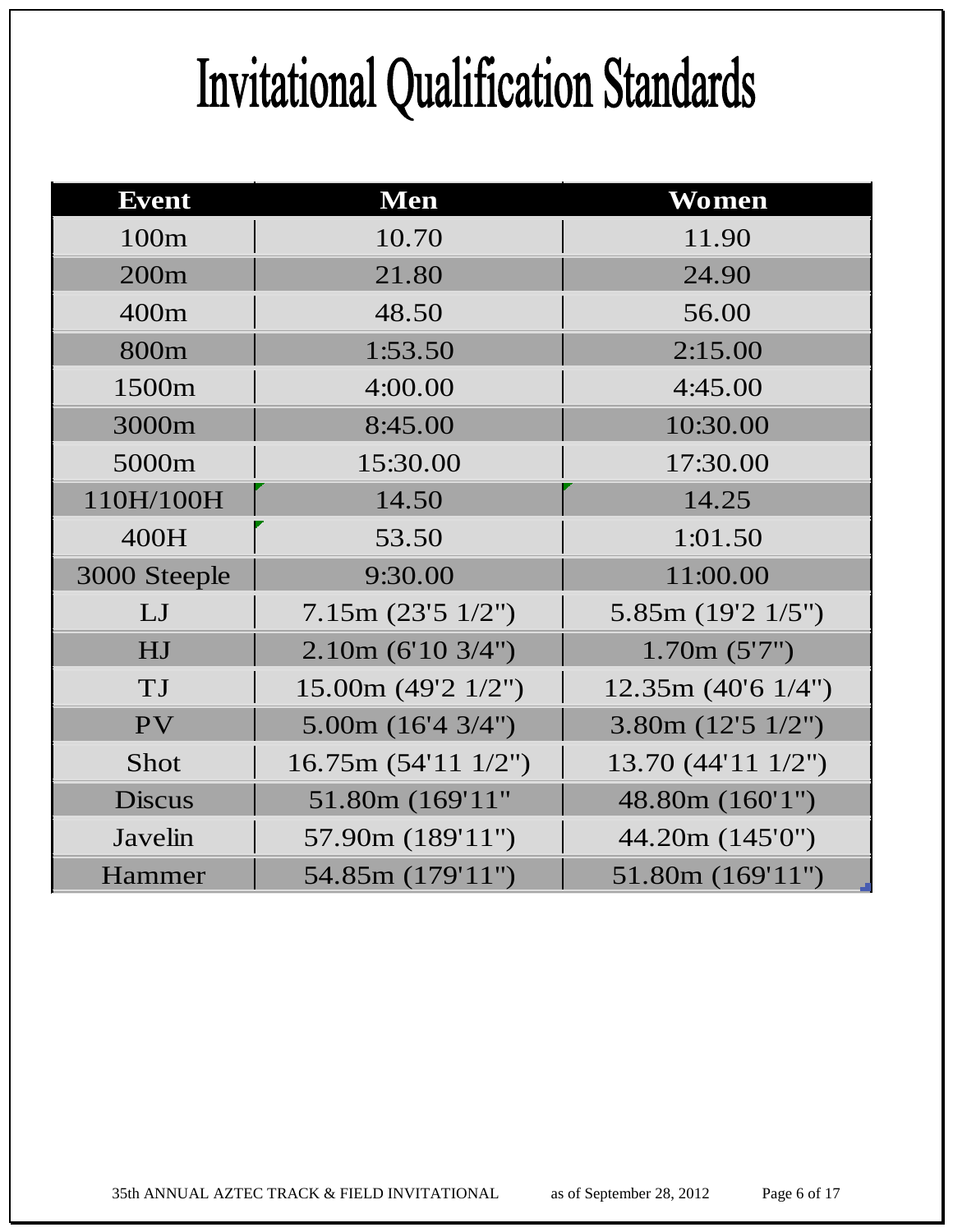# Invitational Qualification Standards

| Event | Men | Women |
|---|---|---|
| 100m | 10.70 | 11.90 |
| 200m | 21.80 | 24.90 |
| 400m | 48.50 | 56.00 |
| 800m | 1:53.50 | 2:15.00 |
| 1500m | 4:00.00 | 4:45.00 |
| 3000m | 8:45.00 | 10:30.00 |
| 5000m | 15:30.00 | 17:30.00 |
| 110H/100H | 14.50 | 14.25 |
| 400H | 53.50 | 1:01.50 |
| 3000 Steeple | 9:30.00 | 11:00.00 |
| LJ | 7.15m (23'5 1/2") | 5.85m (19'2 1/5") |
| HJ | 2.10m (6'10 3/4") | 1.70m (5'7") |
| TJ | 15.00m (49'2 1/2") | 12.35m (40'6 1/4") |
| PV | 5.00m (16'4 3/4") | 3.80m (12'5 1/2") |
| Shot | 16.75m (54'11 1/2") | 13.70 (44'11 1/2") |
| Discus | 51.80m (169'11" | 48.80m (160'1") |
| Javelin | 57.90m (189'11") | 44.20m (145'0") |
| Hammer | 54.85m (179'11") | 51.80m (169'11") |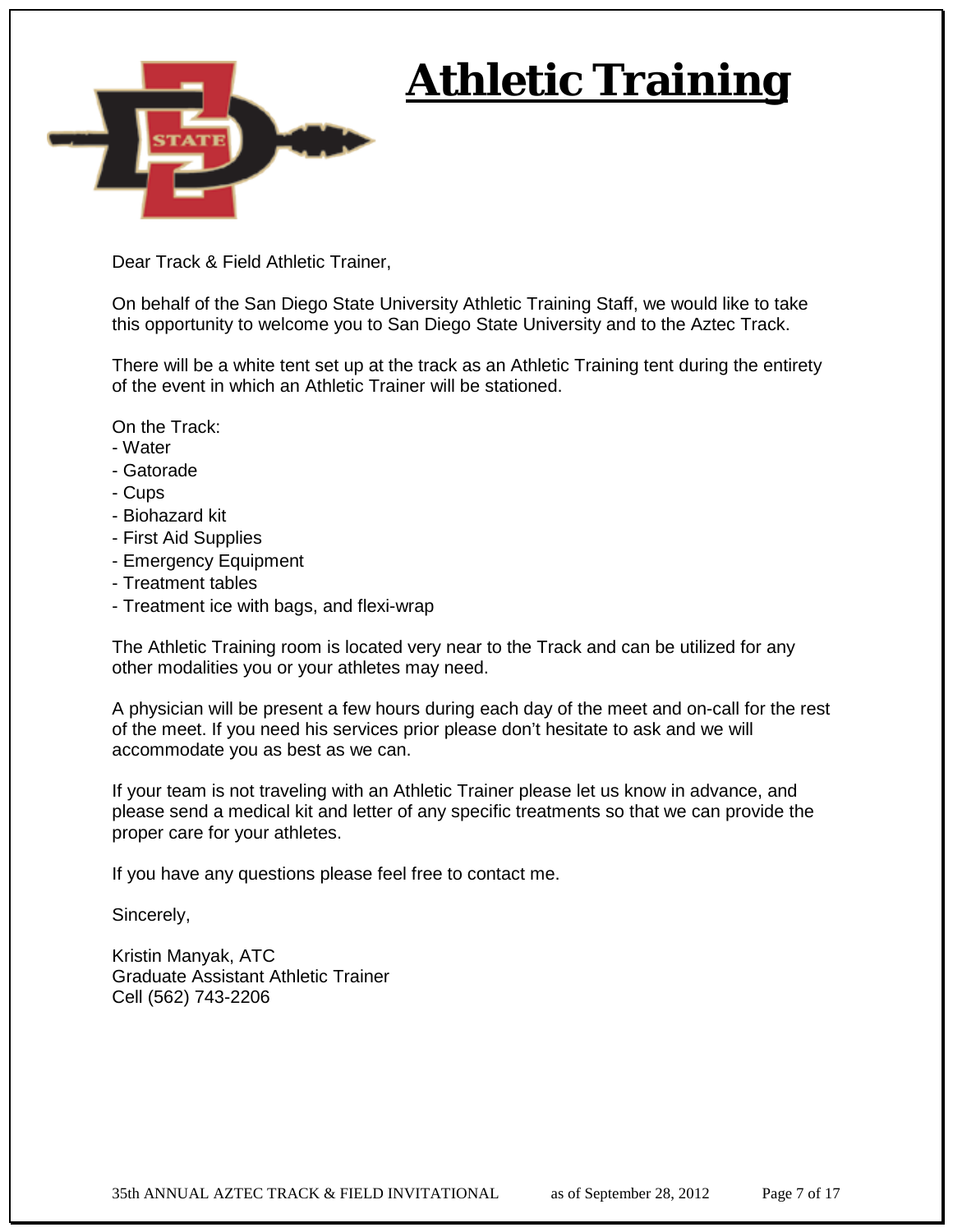# Athletic Training

Dear Track & Field Athletic Trainer,

On behalf of the San Diego State University Athletic Training Staff, we would like to take this opportunity to welcome you to San Diego State University and to the Aztec Track.

There will be a white tent set up at the track as an Athletic Training tent during the entirety of the event in which an Athletic Trainer will be stationed.

On the Track:
- Water
- Gatorade
- Cups
- Biohazard kit
- First Aid Supplies
- Emergency Equipment
- Treatment tables
- Treatment ice with bags, and flexi-wrap

The Athletic Training room is located very near to the Track and can be utilized for any other modalities you or your athletes may need.

A physician will be present a few hours during each day of the meet and on-call for the rest of the meet. If you need his services prior please don't hesitate to ask and we will accommodate you as best as we can.

If your team is not traveling with an Athletic Trainer please let us know in advance, and please send a medical kit and letter of any specific treatments so that we can provide the proper care for your athletes.

If you have any questions please feel free to contact me.

Sincerely,

Kristin Manyak, ATC
Graduate Assistant Athletic Trainer
Cell (562) 743-2206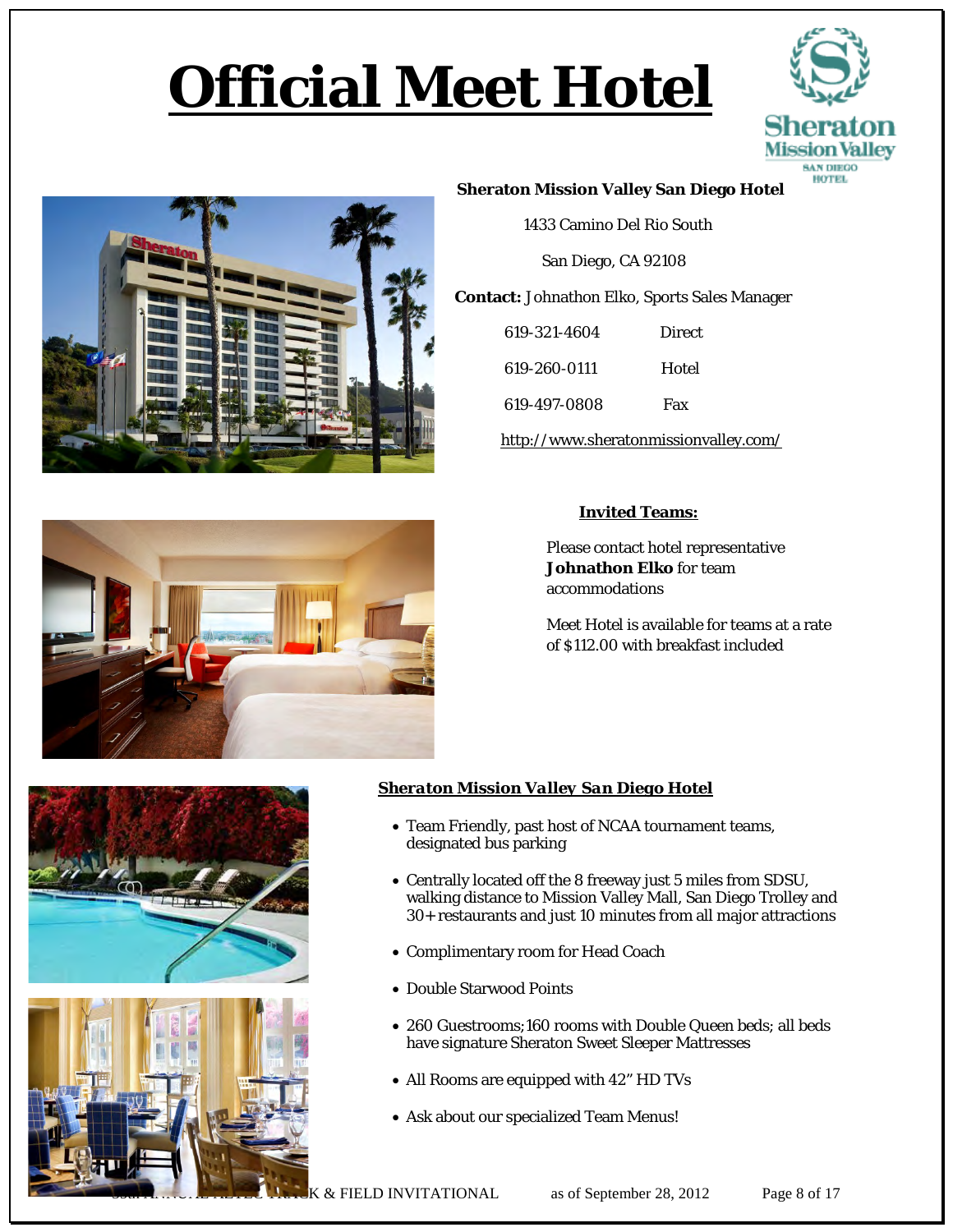# Official Meet Hotel

**Sheraton Mission Valley San Diego Hotel**

1433 Camino Del Rio South

San Diego, CA 92108

**Contact:** Johnathon Elko, Sports Sales Manager

| | |
|---|---|
| 619-321-4604 | Direct |
| 619-260-0111 | Hotel |
| 619-497-0808 | Fax |

http://www.sheratonmissionvalley.com/

## Invited Teams:

Please contact hotel representative **Johnathon Elko** for team accommodations

Meet Hotel is available for teams at a rate of $112.00 with breakfast included

## *Sheraton Mission Valley San Diego Hotel*

- Team Friendly, past host of NCAA tournament teams, designated bus parking
- Centrally located off the 8 freeway just 5 miles from SDSU, walking distance to Mission Valley Mall, San Diego Trolley and 30+ restaurants and just 10 minutes from all major attractions
- Complimentary room for Head Coach
- Double Starwood Points
- 260 Guestrooms; 160 rooms with Double Queen beds; all beds have signature Sheraton Sweet Sleeper Mattresses
- All Rooms are equipped with 42" HD TVs
- Ask about our specialized Team Menus!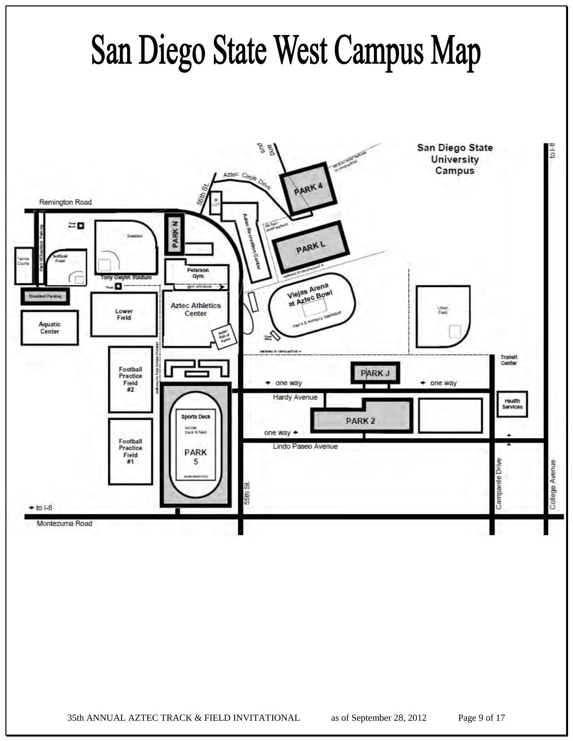# San Diego State West Campus Map

San Diego State University Campus

Remington Road

Aztec Circle Drive

55th St.

M LOT

PARK 4

PARK N

PARK L

Aztec Recreation Center

Baseball

Softball Field

Tennis Courts

Tony Gwynn Stadium

Peterson Gym

Disabled Parking

Viejas Arena at Aztec Bowl

men's & women's basketball

Aztec Athletics Center

Lower Field

Aquatic Center

Aztec Hall of Fame

Transit Center

PARK J

Football Practice Field #2

← one way

← one way

Hardy Avenue

Health Services

Sports Deck

soccer track & field

PARK 2

one way →

Lindo Paseo Avenue

Football Practice Field #1

PARK 5

55th St.

Campanile Drive

College Avenue

← to I-8

to I-8

Montezuma Road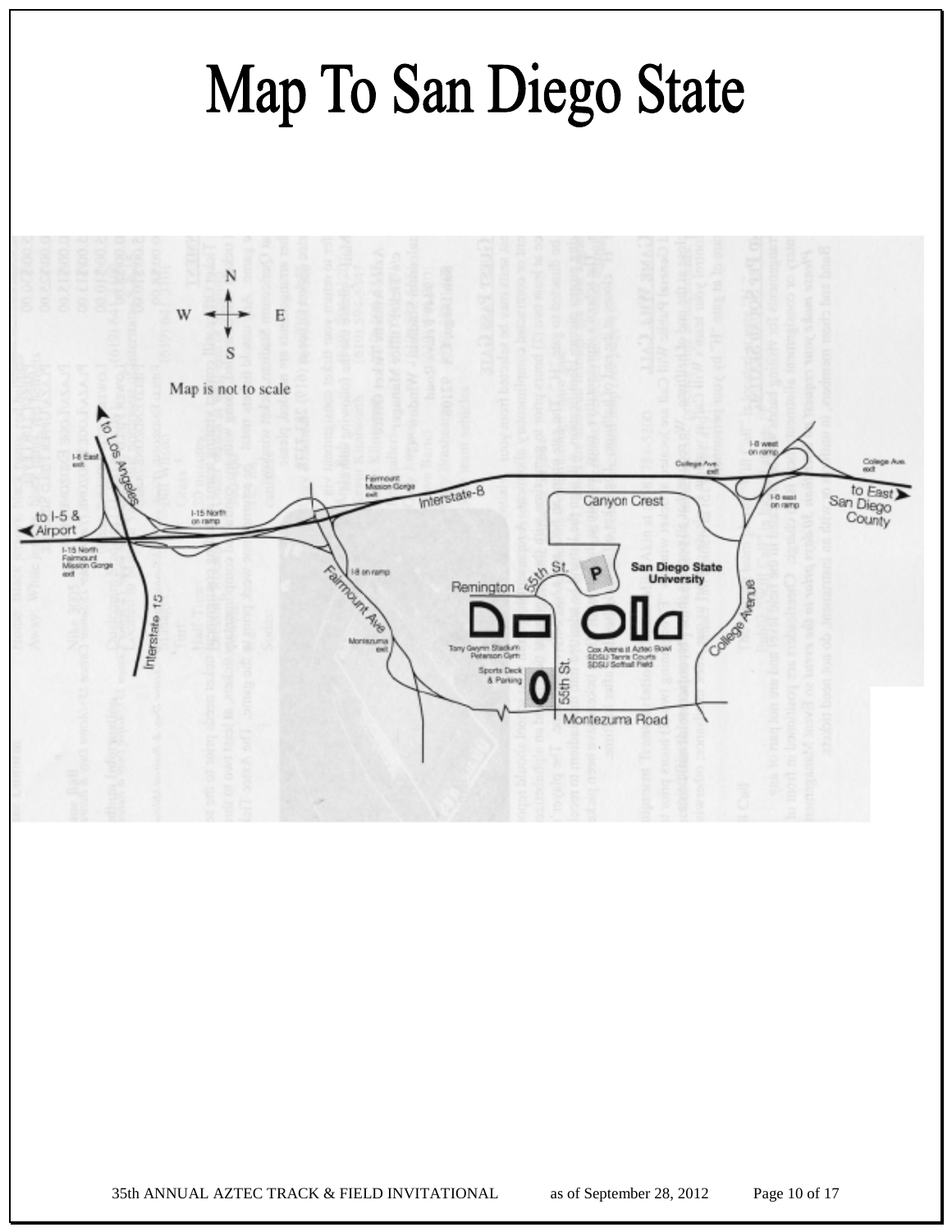# Map To San Diego State

Map is not to scale

N
W E
S

to Los Angeles

to I-5 & Airport

I-8 East exit

I-15 North on ramp

I-15 North Fairmount Mission Gorge exit

Interstate 15

Fairmount Mission Gorge exit

Interstate-8

I-8 on ramp

Fairmount Ave

Montezuma exit

Canyon Crest

55th St.

P

San Diego State University

Remington

Tony Gwynn Stadium Peterson Gym

Sports Deck & Parking

55th St.

Cox Arena at Aztec Bowl SDSU Tennis Courts SDSU Softball Field

Montezuma Road

College Avenue

I-8 west on ramp

College Ave. exit

I-8 east on ramp

College Ave. exit

to East San Diego County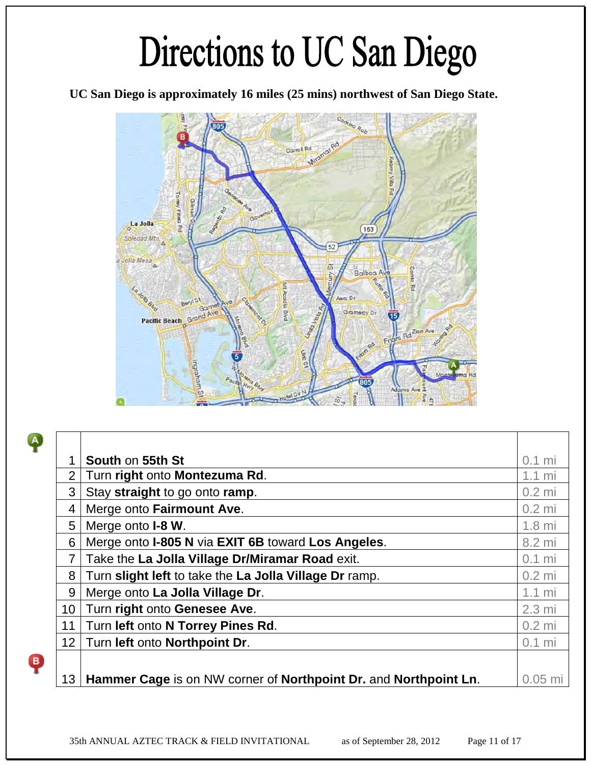# Directions to UC San Diego

**UC San Diego is approximately 16 miles (25 mins) northwest of San Diego State.**

| | | |
|---|---|---|
| 1 | **South** on **55th St** | 0.1 mi |
| 2 | Turn **right** onto **Montezuma Rd**. | 1.1 mi |
| 3 | Stay **straight** to go onto **ramp**. | 0.2 mi |
| 4 | Merge onto **Fairmount Ave**. | 0.2 mi |
| 5 | Merge onto **I-8 W**. | 1.8 mi |
| 6 | Merge onto **I-805 N** via **EXIT 6B** toward **Los Angeles**. | 8.2 mi |
| 7 | Take the **La Jolla Village Dr/Miramar Road** exit. | 0.1 mi |
| 8 | Turn **slight left** to take the **La Jolla Village Dr** ramp. | 0.2 mi |
| 9 | Merge onto **La Jolla Village Dr**. | 1.1 mi |
| 10 | Turn **right** onto **Genesee Ave**. | 2.3 mi |
| 11 | Turn **left** onto **N Torrey Pines Rd**. | 0.2 mi |
| 12 | Turn **left** onto **Northpoint Dr**. | 0.1 mi |
| 13 | **Hammer Cage** is on NW corner of **Northpoint Dr.** and **Northpoint Ln**. | 0.05 mi |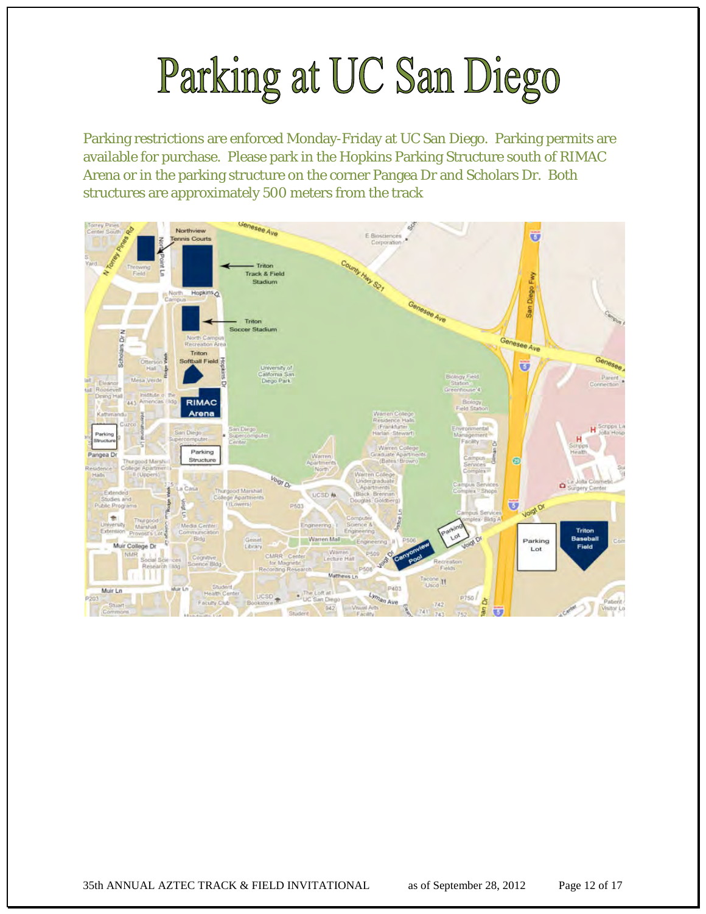# Parking at UC San Diego

Parking restrictions are enforced Monday-Friday at UC San Diego. Parking permits are available for purchase. Please park in the Hopkins Parking Structure south of RIMAC Arena or in the parking structure on the corner Pangea Dr and Scholars Dr. Both structures are approximately 500 meters from the track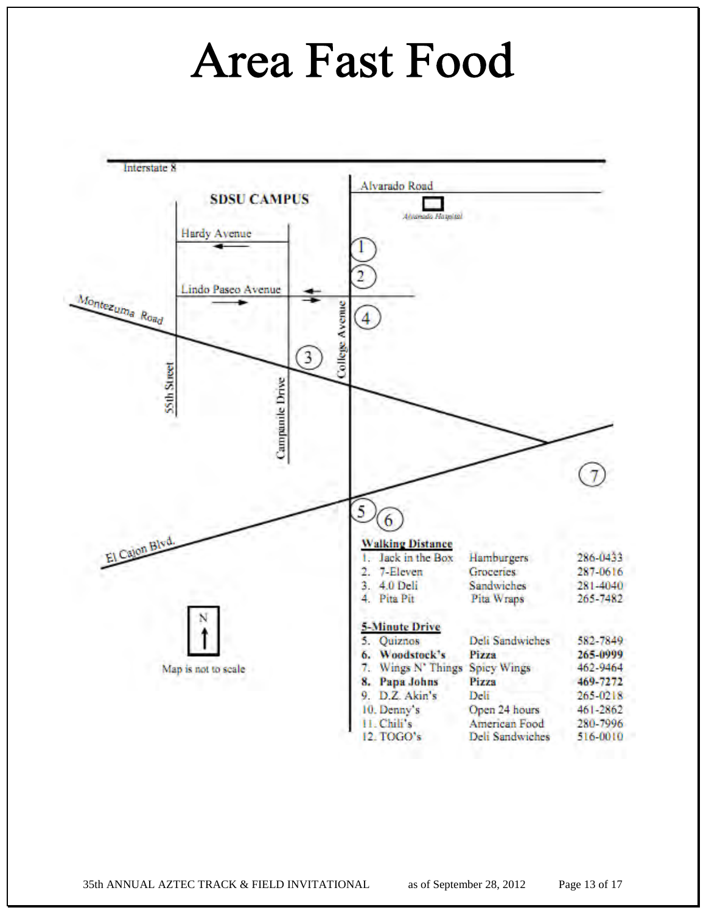# Area Fast Food

Interstate 8

Alvarado Road

Alvarado Hospital

SDSU CAMPUS

Hardy Avenue

Lindo Paseo Avenue

Montezuma Road

55th Street

Campanile Drive

College Avenue

El Cajon Blvd.

N

Map is not to scale

**Walking Distance**

| # | Name | Type | Phone |
|---|---|---|---|
| 1. | Jack in the Box | Hamburgers | 286-0433 |
| 2. | 7-Eleven | Groceries | 287-0616 |
| 3. | 4.0 Deli | Sandwiches | 281-4040 |
| 4. | Pita Pit | Pita Wraps | 265-7482 |

**5-Minute Drive**

| # | Name | Type | Phone |
|---|---|---|---|
| 5. | Quiznos | Deli Sandwiches | 582-7849 |
| **6.** | **Woodstock's** | **Pizza** | **265-0999** |
| 7. | Wings N' Things | Spicy Wings | 462-9464 |
| **8.** | **Papa Johns** | **Pizza** | **469-7272** |
| 9. | D.Z. Akin's | Deli | 265-0218 |
| 10. | Denny's | Open 24 hours | 461-2862 |
| 11. | Chili's | American Food | 280-7996 |
| 12. | TOGO's | Deli Sandwiches | 516-0010 |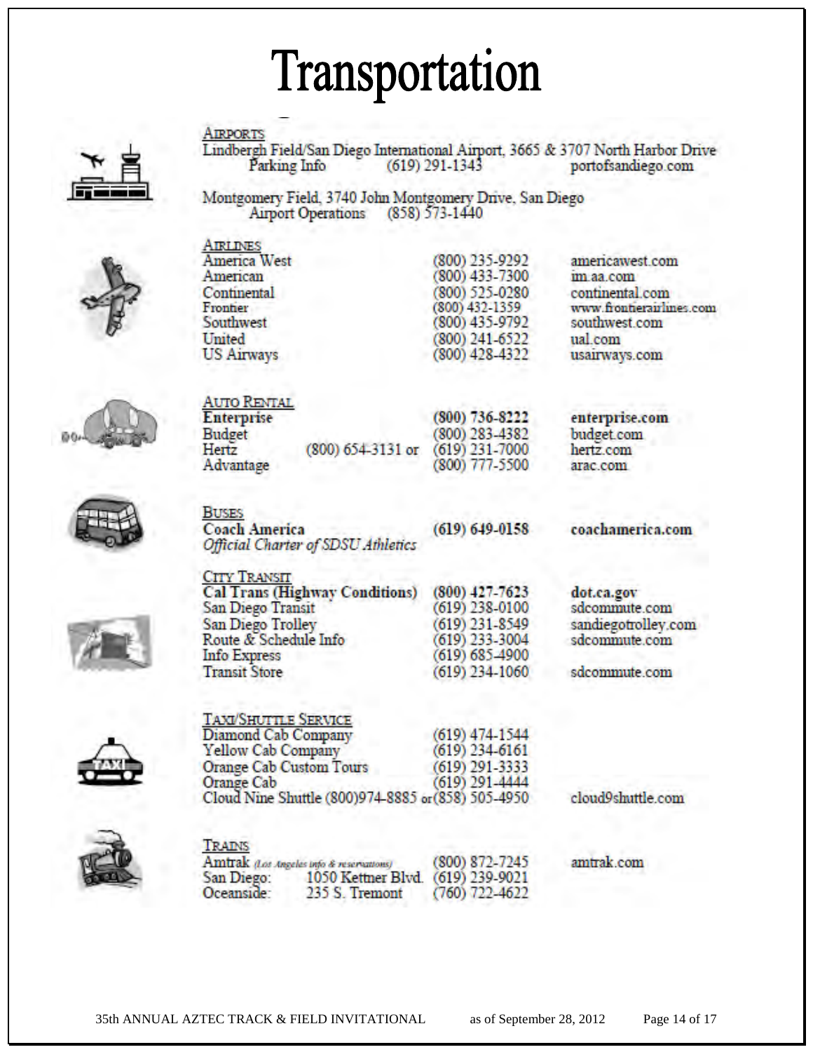# Transportation

## Airports

Lindbergh Field/San Diego International Airport, 3665 & 3707 North Harbor Drive

| | | |
|---|---|---|
| Parking Info | (619) 291-1343 | portofsandiego.com |

Montgomery Field, 3740 John Montgomery Drive, San Diego

| | |
|---|---|
| Airport Operations | (858) 573-1440 |

## Airlines

| | | |
|---|---|---|
| America West | (800) 235-9292 | americawest.com |
| American | (800) 433-7300 | im.aa.com |
| Continental | (800) 525-0280 | continental.com |
| Frontier | (800) 432-1359 | www.frontierairlines.com |
| Southwest | (800) 435-9792 | southwest.com |
| United | (800) 241-6522 | ual.com |
| US Airways | (800) 428-4322 | usairways.com |

## Auto Rental

| | | |
|---|---|---|
| **Enterprise** | **(800) 736-8222** | **enterprise.com** |
| Budget | (800) 283-4382 | budget.com |
| Hertz | (800) 654-3131 or (619) 231-7000 | hertz.com |
| Advantage | (800) 777-5500 | arac.com |

## Buses

| | | |
|---|---|---|
| **Coach America** | **(619) 649-0158** | **coachamerica.com** |

*Official Charter of SDSU Athletics*

## City Transit

| | | |
|---|---|---|
| **Cal Trans (Highway Conditions)** | **(800) 427-7623** | **dot.ca.gov** |
| San Diego Transit | (619) 238-0100 | sdcommute.com |
| San Diego Trolley | (619) 231-8549 | sandiegotrolley.com |
| Route & Schedule Info | (619) 233-3004 | sdcommute.com |
| Info Express | (619) 685-4900 | |
| Transit Store | (619) 234-1060 | sdcommute.com |

## Taxi/Shuttle Service

| | | |
|---|---|---|
| Diamond Cab Company | (619) 474-1544 | |
| Yellow Cab Company | (619) 234-6161 | |
| Orange Cab Custom Tours | (619) 291-3333 | |
| Orange Cab | (619) 291-4444 | |
| Cloud Nine Shuttle | (800)974-8885 or (858) 505-4950 | cloud9shuttle.com |

## Trains

| | | |
|---|---|---|
| Amtrak *(Los Angeles info & reservations)* | (800) 872-7245 | amtrak.com |
| San Diego: 1050 Kettner Blvd. | (619) 239-9021 | |
| Oceanside: 235 S. Tremont | (760) 722-4622 | |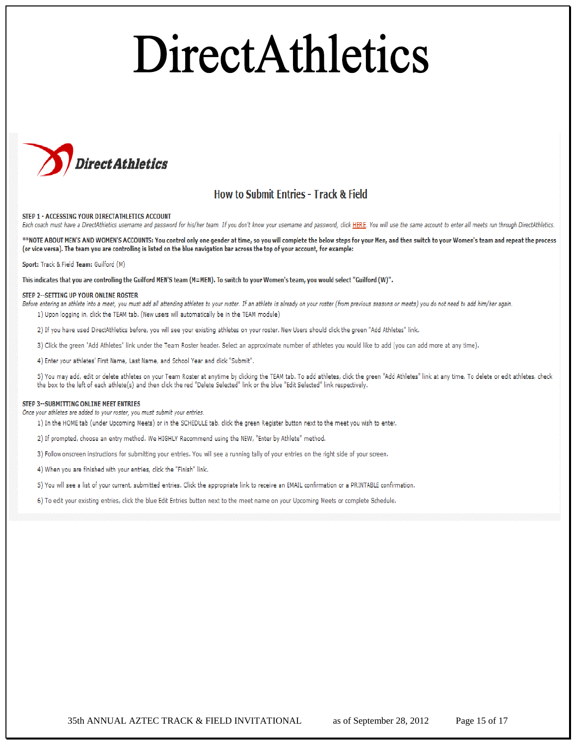# DirectAthletics

DirectAthletics

## How to Submit Entries - Track & Field

**STEP 1 - ACCESSING YOUR DIRECTATHLETICS ACCOUNT**

*Each coach must have a DirectAthletics username and password for his/her team. If you don't know your username and password, click HERE. You will use the same account to enter all meets run through DirectAthletics.*

**\*\*NOTE ABOUT MEN'S AND WOMEN'S ACCOUNTS: You control only one gender at time, so you will complete the below steps for your Men, and then switch to your Women's team and repeat the process (or vice versa). The team you are controlling is listed on the blue navigation bar across the top of your account, for example:**

**Sport:** Track & Field **Team:** Guilford (M)

**This indicates that you are controlling the Guilford MEN'S team (M=MEN). To switch to your Women's team, you would select "Guilford (W)".**

**STEP 2--SETTING UP YOUR ONLINE ROSTER**

*Before entering an athlete into a meet, you must add all attending athletes to your roster. If an athlete is already on your roster (from previous seasons or meets) you do not need to add him/her again.*

1) Upon logging in, click the TEAM tab. (New users will automatically be in the TEAM module)

2) If you have used DirectAthletics before, you will see your existing athletes on your roster. New Users should click the green "Add Athletes" link.

3) Click the green 'Add Athletes' link under the Team Roster header. Select an approximate number of athletes you would like to add (you can add more at any time).

4) Enter your athletes' First Name, Last Name, and School Year and click "Submit".

5) You may add, edit or delete athletes on your Team Roster at anytime by clicking the TEAM tab. To add athletes, click the green "Add Athletes" link at any time. To delete or edit athletes, check the box to the left of each athlete(s) and then click the red "Delete Selected" link or the blue "Edit Selected" link respectively.

**STEP 3--SUBMITTING ONLINE MEET ENTRIES**

*Once your athletes are added to your roster, you must submit your entries.*

1) In the HOME tab (under Upcoming Meets) or in the SCHEDULE tab, click the green Register button next to the meet you wish to enter.

2) If prompted, choose an entry method. We HIGHLY Recommend using the NEW, "Enter by Athlete" method.

3) Follow onscreen instructions for submitting your entries. You will see a running tally of your entries on the right side of your screen.

4) When you are finished with your entries, click the "Finish" link.

5) You will see a list of your current, submitted entries. Click the appropriate link to receive an EMAIL confirmation or a PRINTABLE confirmation.

6) To edit your existing entries, click the blue Edit Entries button next to the meet name on your Upcoming Meets or complete Schedule.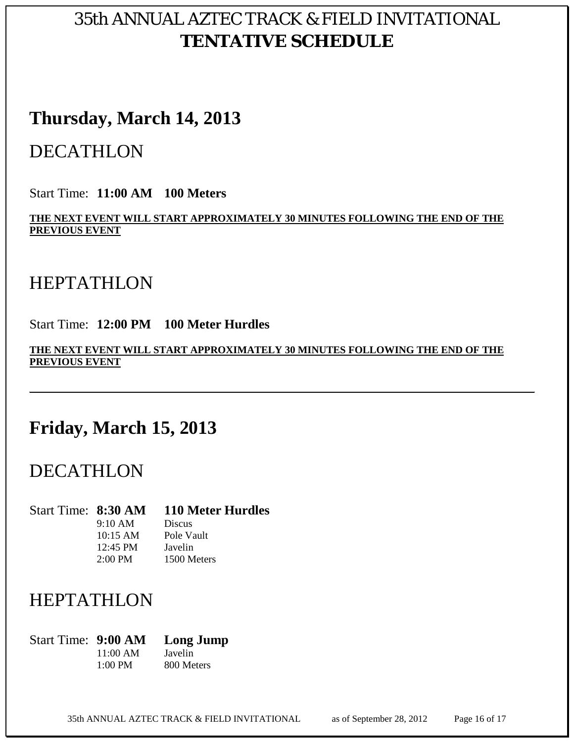# 35th ANNUAL AZTEC TRACK & FIELD INVITATIONAL
# **TENTATIVE SCHEDULE**

## Thursday, March 14, 2013

### DECATHLON

Start Time: **11:00 AM** **100 Meters**

**THE NEXT EVENT WILL START APPROXIMATELY 30 MINUTES FOLLOWING THE END OF THE PREVIOUS EVENT**

### HEPTATHLON

Start Time: **12:00 PM** **100 Meter Hurdles**

**THE NEXT EVENT WILL START APPROXIMATELY 30 MINUTES FOLLOWING THE END OF THE PREVIOUS EVENT**

---

## Friday, March 15, 2013

### DECATHLON

| Start Time: | | |
|---|---|---|
| | **8:30 AM** | **110 Meter Hurdles** |
| | 9:10 AM | Discus |
| | 10:15 AM | Pole Vault |
| | 12:45 PM | Javelin |
| | 2:00 PM | 1500 Meters |

### HEPTATHLON

| Start Time: | | |
|---|---|---|
| | **9:00 AM** | **Long Jump** |
| | 11:00 AM | Javelin |
| | 1:00 PM | 800 Meters |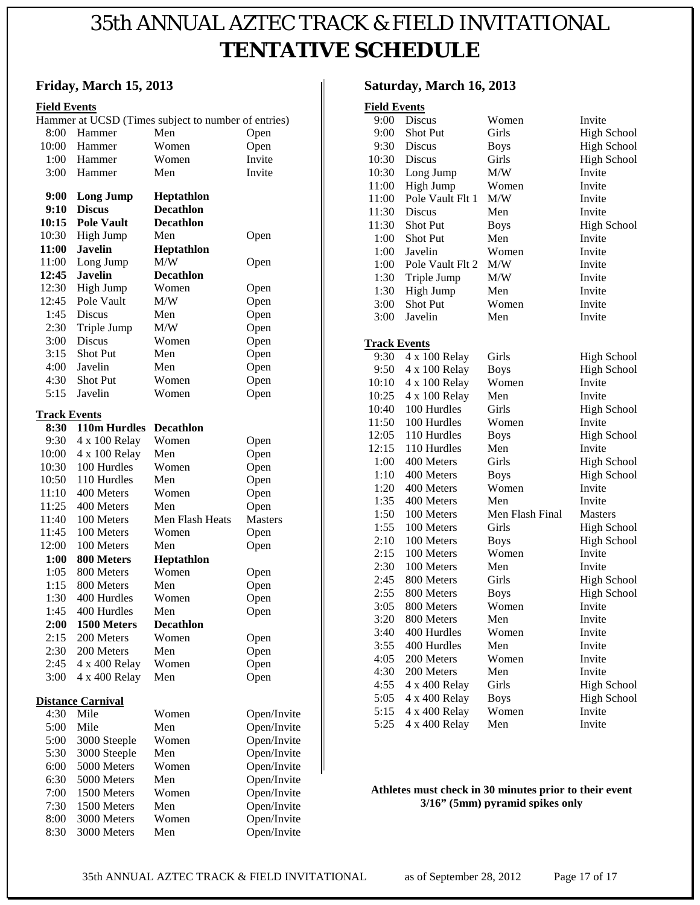# 35th ANNUAL AZTEC TRACK & FIELD INVITATIONAL
# **TENTATIVE SCHEDULE**

## Friday, March 15, 2013

### Field Events

Hammer at UCSD (Times subject to number of entries)

| | | | |
|---|---|---|---|
| 8:00 | Hammer | Men | Open |
| 10:00 | Hammer | Women | Open |
| 1:00 | Hammer | Women | Invite |
| 3:00 | Hammer | Men | Invite |
| **9:00** | **Long Jump** | **Heptathlon** | |
| **9:10** | **Discus** | **Decathlon** | |
| **10:15** | **Pole Vault** | **Decathlon** | |
| 10:30 | High Jump | Men | Open |
| **11:00** | **Javelin** | **Heptathlon** | |
| 11:00 | Long Jump | M/W | Open |
| **12:45** | **Javelin** | **Decathlon** | |
| 12:30 | High Jump | Women | Open |
| 12:45 | Pole Vault | M/W | Open |
| 1:45 | Discus | Men | Open |
| 2:30 | Triple Jump | M/W | Open |
| 3:00 | Discus | Women | Open |
| 3:15 | Shot Put | Men | Open |
| 4:00 | Javelin | Men | Open |
| 4:30 | Shot Put | Women | Open |
| 5:15 | Javelin | Women | Open |

### Track Events

| | | | |
|---|---|---|---|
| **8:30** | **110m Hurdles** | **Decathlon** | |
| 9:30 | 4 x 100 Relay | Women | Open |
| 10:00 | 4 x 100 Relay | Men | Open |
| 10:30 | 100 Hurdles | Women | Open |
| 10:50 | 110 Hurdles | Men | Open |
| 11:10 | 400 Meters | Women | Open |
| 11:25 | 400 Meters | Men | Open |
| 11:40 | 100 Meters | Men Flash Heats | Masters |
| 11:45 | 100 Meters | Women | Open |
| 12:00 | 100 Meters | Men | Open |
| **1:00** | **800 Meters** | **Heptathlon** | |
| 1:05 | 800 Meters | Women | Open |
| 1:15 | 800 Meters | Men | Open |
| 1:30 | 400 Hurdles | Women | Open |
| 1:45 | 400 Hurdles | Men | Open |
| **2:00** | **1500 Meters** | **Decathlon** | |
| 2:15 | 200 Meters | Women | Open |
| 2:30 | 200 Meters | Men | Open |
| 2:45 | 4 x 400 Relay | Women | Open |
| 3:00 | 4 x 400 Relay | Men | Open |

### Distance Carnival

| | | | |
|---|---|---|---|
| 4:30 | Mile | Women | Open/Invite |
| 5:00 | Mile | Men | Open/Invite |
| 5:00 | 3000 Steeple | Women | Open/Invite |
| 5:30 | 3000 Steeple | Men | Open/Invite |
| 6:00 | 5000 Meters | Women | Open/Invite |
| 6:30 | 5000 Meters | Men | Open/Invite |
| 7:00 | 1500 Meters | Women | Open/Invite |
| 7:30 | 1500 Meters | Men | Open/Invite |
| 8:00 | 3000 Meters | Women | Open/Invite |
| 8:30 | 3000 Meters | Men | Open/Invite |

## Saturday, March 16, 2013

### Field Events

| | | | |
|---|---|---|---|
| 9:00 | Discus | Women | Invite |
| 9:00 | Shot Put | Girls | High School |
| 9:30 | Discus | Boys | High School |
| 10:30 | Discus | Girls | High School |
| 10:30 | Long Jump | M/W | Invite |
| 11:00 | High Jump | Women | Invite |
| 11:00 | Pole Vault Flt 1 | M/W | Invite |
| 11:30 | Discus | Men | Invite |
| 11:30 | Shot Put | Boys | High School |
| 1:00 | Shot Put | Men | Invite |
| 1:00 | Javelin | Women | Invite |
| 1:00 | Pole Vault Flt 2 | M/W | Invite |
| 1:30 | Triple Jump | M/W | Invite |
| 1:30 | High Jump | Men | Invite |
| 3:00 | Shot Put | Women | Invite |
| 3:00 | Javelin | Men | Invite |

### Track Events

| | | | |
|---|---|---|---|
| 9:30 | 4 x 100 Relay | Girls | High School |
| 9:50 | 4 x 100 Relay | Boys | High School |
| 10:10 | 4 x 100 Relay | Women | Invite |
| 10:25 | 4 x 100 Relay | Men | Invite |
| 10:40 | 100 Hurdles | Girls | High School |
| 11:50 | 100 Hurdles | Women | Invite |
| 12:05 | 110 Hurdles | Boys | High School |
| 12:15 | 110 Hurdles | Men | Invite |
| 1:00 | 400 Meters | Girls | High School |
| 1:10 | 400 Meters | Boys | High School |
| 1:20 | 400 Meters | Women | Invite |
| 1:35 | 400 Meters | Men | Invite |
| 1:50 | 100 Meters | Men Flash Final | Masters |
| 1:55 | 100 Meters | Girls | High School |
| 2:10 | 100 Meters | Boys | High School |
| 2:15 | 100 Meters | Women | Invite |
| 2:30 | 100 Meters | Men | Invite |
| 2:45 | 800 Meters | Girls | High School |
| 2:55 | 800 Meters | Boys | High School |
| 3:05 | 800 Meters | Women | Invite |
| 3:20 | 800 Meters | Men | Invite |
| 3:40 | 400 Hurdles | Women | Invite |
| 3:55 | 400 Hurdles | Men | Invite |
| 4:05 | 200 Meters | Women | Invite |
| 4:30 | 200 Meters | Men | Invite |
| 4:55 | 4 x 400 Relay | Girls | High School |
| 5:05 | 4 x 400 Relay | Boys | High School |
| 5:15 | 4 x 400 Relay | Women | Invite |
| 5:25 | 4 x 400 Relay | Men | Invite |

**Athletes must check in 30 minutes prior to their event**
**3/16" (5mm) pyramid spikes only**